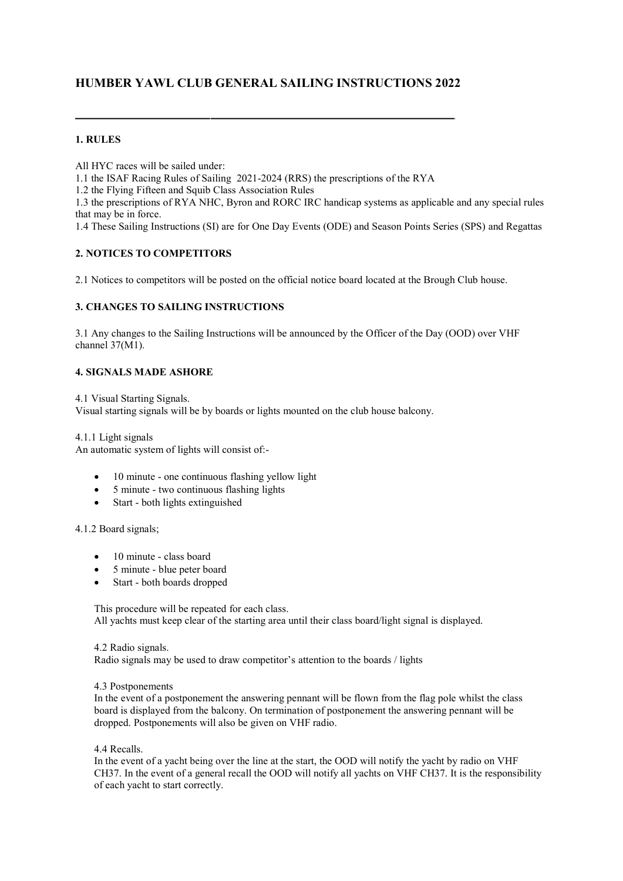# HUMBER YAWL CLUB GENERAL SAILING INSTRUCTIONS 2022

---

### 1. RULES

All HYC races will be sailed under:

1.1 the ISAF Racing Rules of Sailing 2021-2024 (RRS) the prescriptions of the RYA

1.2 the Flying Fifteen and Squib Class Association Rules

1.3 the prescriptions of RYA NHC, Byron and RORC IRC handicap systems as applicable and any special rules that may be in force.

1.4 These Sailing Instructions (SI) are for One Day Events (ODE) and Season Points Series (SPS) and Regattas

### 2. NOTICES TO COMPETITORS

2.1 Notices to competitors will be posted on the official notice board located at the Brough Club house.

### 3. CHANGES TO SAILING INSTRUCTIONS

3.1 Any changes to the Sailing Instructions will be announced by the Officer of the Day (OOD) over VHF channel 37(M1).

### 4. SIGNALS MADE ASHORE

4.1 Visual Starting Signals.

Visual starting signals will be by boards or lights mounted on the club house balcony.

4.1.1 Light signals

An automatic system of lights will consist of:-

- 10 minute - one continuous flashing yellow light
- 5 minute - two continuous flashing lights
- Start - both lights extinguished

4.1.2 Board signals;

- 10 minute - class board
- 5 minute - blue peter board
- Start - both boards dropped

This procedure will be repeated for each class.

All yachts must keep clear of the starting area until their class board/light signal is displayed.

4.2 Radio signals.

Radio signals may be used to draw competitor's attention to the boards / lights

4.3 Postponements

In the event of a postponement the answering pennant will be flown from the flag pole whilst the class board is displayed from the balcony. On termination of postponement the answering pennant will be dropped. Postponements will also be given on VHF radio.

4.4 Recalls.

In the event of a yacht being over the line at the start, the OOD will notify the yacht by radio on VHF CH37. In the event of a general recall the OOD will notify all yachts on VHF CH37. It is the responsibility of each yacht to start correctly.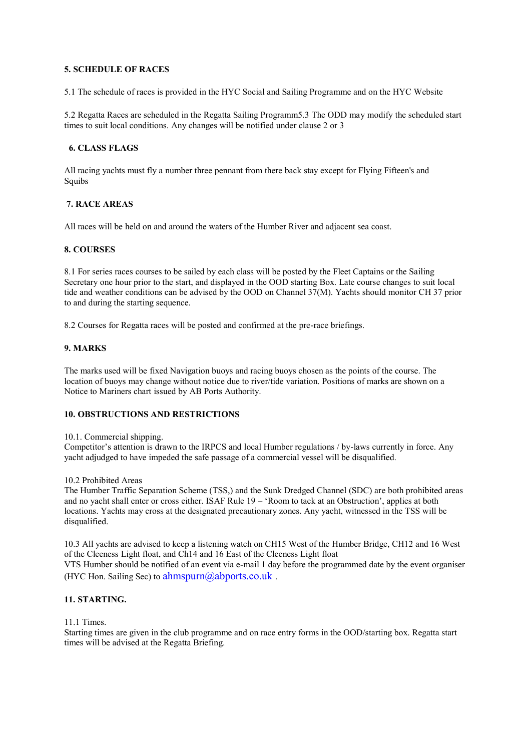**5. SCHEDULE OF RACES**

5.1 The schedule of races is provided in the HYC Social and Sailing Programme and on the HYC Website

5.2 Regatta Races are scheduled in the Regatta Sailing Programm5.3 The ODD may modify the scheduled start times to suit local conditions. Any changes will be notified under clause 2 or 3

**6. CLASS FLAGS**

All racing yachts must fly a number three pennant from there back stay except for Flying Fifteen's and Squibs

**7. RACE AREAS**

All races will be held on and around the waters of the Humber River and adjacent sea coast.

**8. COURSES**

8.1 For series races courses to be sailed by each class will be posted by the Fleet Captains or the Sailing Secretary one hour prior to the start, and displayed in the OOD starting Box. Late course changes to suit local tide and weather conditions can be advised by the OOD on Channel 37(M). Yachts should monitor CH 37 prior to and during the starting sequence.

8.2 Courses for Regatta races will be posted and confirmed at the pre-race briefings.

**9. MARKS**

The marks used will be fixed Navigation buoys and racing buoys chosen as the points of the course. The location of buoys may change without notice due to river/tide variation. Positions of marks are shown on a Notice to Mariners chart issued by AB Ports Authority.

**10. OBSTRUCTIONS AND RESTRICTIONS**

10.1. Commercial shipping.
Competitor's attention is drawn to the IRPCS and local Humber regulations / by-laws currently in force. Any yacht adjudged to have impeded the safe passage of a commercial vessel will be disqualified.

10.2 Prohibited Areas
The Humber Traffic Separation Scheme (TSS,) and the Sunk Dredged Channel (SDC) are both prohibited areas and no yacht shall enter or cross either. ISAF Rule 19 – 'Room to tack at an Obstruction', applies at both locations. Yachts may cross at the designated precautionary zones. Any yacht, witnessed in the TSS will be disqualified.

10.3 All yachts are advised to keep a listening watch on CH15 West of the Humber Bridge, CH12 and 16 West of the Cleeness Light float, and Ch14 and 16 East of the Cleeness Light float
VTS Humber should be notified of an event via e-mail 1 day before the programmed date by the event organiser (HYC Hon. Sailing Sec) to ahmspurn@abports.co.uk .

**11. STARTING.**

11.1 Times.
Starting times are given in the club programme and on race entry forms in the OOD/starting box. Regatta start times will be advised at the Regatta Briefing.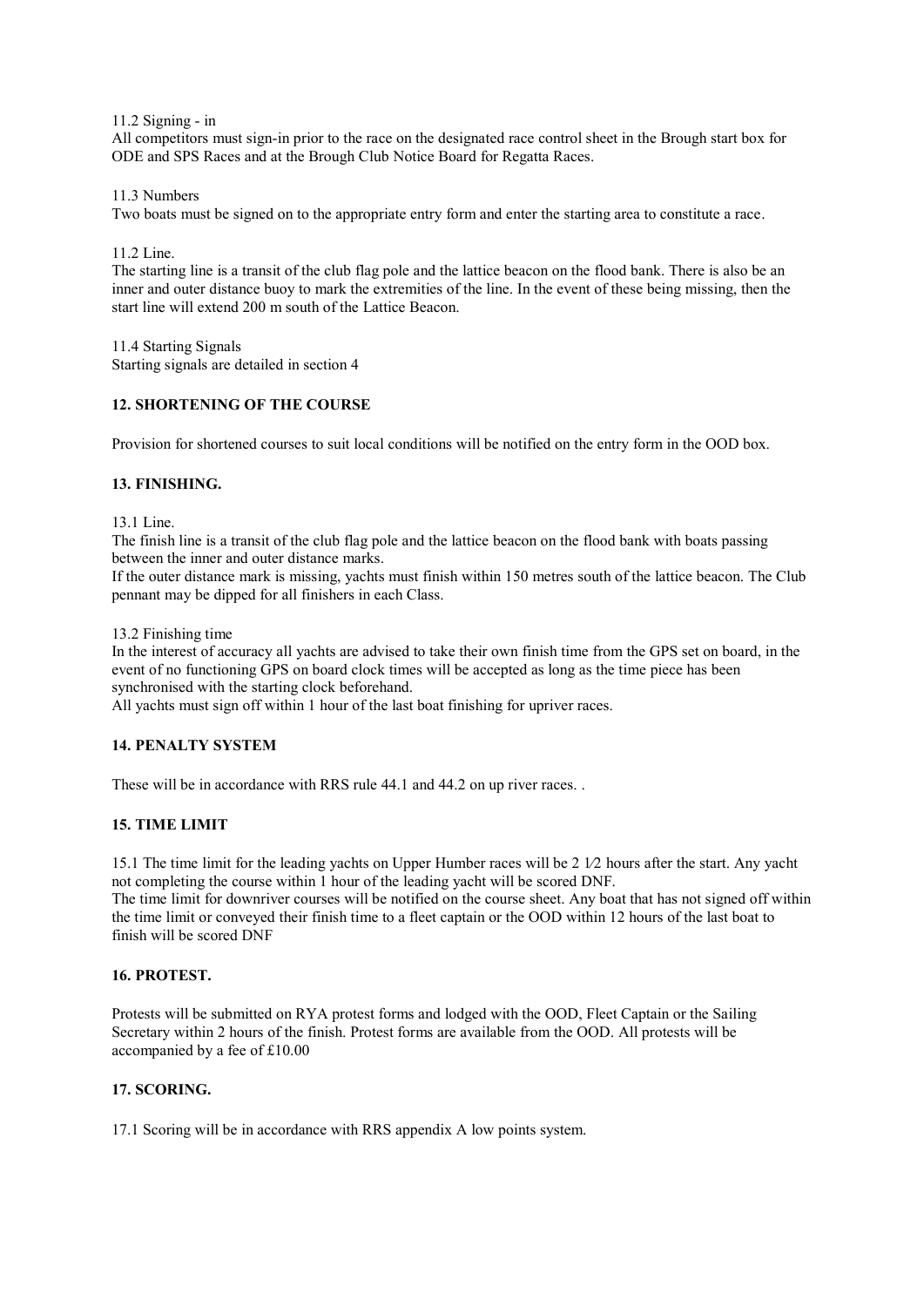11.2 Signing - in

All competitors must sign-in prior to the race on the designated race control sheet in the Brough start box for ODE and SPS Races and at the Brough Club Notice Board for Regatta Races.

11.3 Numbers

Two boats must be signed on to the appropriate entry form and enter the starting area to constitute a race.

11.2 Line.

The starting line is a transit of the club flag pole and the lattice beacon on the flood bank. There is also be an inner and outer distance buoy to mark the extremities of the line. In the event of these being missing, then the start line will extend 200 m south of the Lattice Beacon.

11.4 Starting Signals

Starting signals are detailed in section 4

## 12. SHORTENING OF THE COURSE

Provision for shortened courses to suit local conditions will be notified on the entry form in the OOD box.

## 13. FINISHING.

13.1 Line.

The finish line is a transit of the club flag pole and the lattice beacon on the flood bank with boats passing between the inner and outer distance marks.

If the outer distance mark is missing, yachts must finish within 150 metres south of the lattice beacon. The Club pennant may be dipped for all finishers in each Class.

13.2 Finishing time

In the interest of accuracy all yachts are advised to take their own finish time from the GPS set on board, in the event of no functioning GPS on board clock times will be accepted as long as the time piece has been synchronised with the starting clock beforehand.

All yachts must sign off within 1 hour of the last boat finishing for upriver races.

## 14. PENALTY SYSTEM

These will be in accordance with RRS rule 44.1 and 44.2 on up river races. .

## 15. TIME LIMIT

15.1 The time limit for the leading yachts on Upper Humber races will be 2 1⁄2 hours after the start. Any yacht not completing the course within 1 hour of the leading yacht will be scored DNF.

The time limit for downriver courses will be notified on the course sheet. Any boat that has not signed off within the time limit or conveyed their finish time to a fleet captain or the OOD within 12 hours of the last boat to finish will be scored DNF

## 16. PROTEST.

Protests will be submitted on RYA protest forms and lodged with the OOD, Fleet Captain or the Sailing Secretary within 2 hours of the finish. Protest forms are available from the OOD. All protests will be accompanied by a fee of £10.00

## 17. SCORING.

17.1 Scoring will be in accordance with RRS appendix A low points system.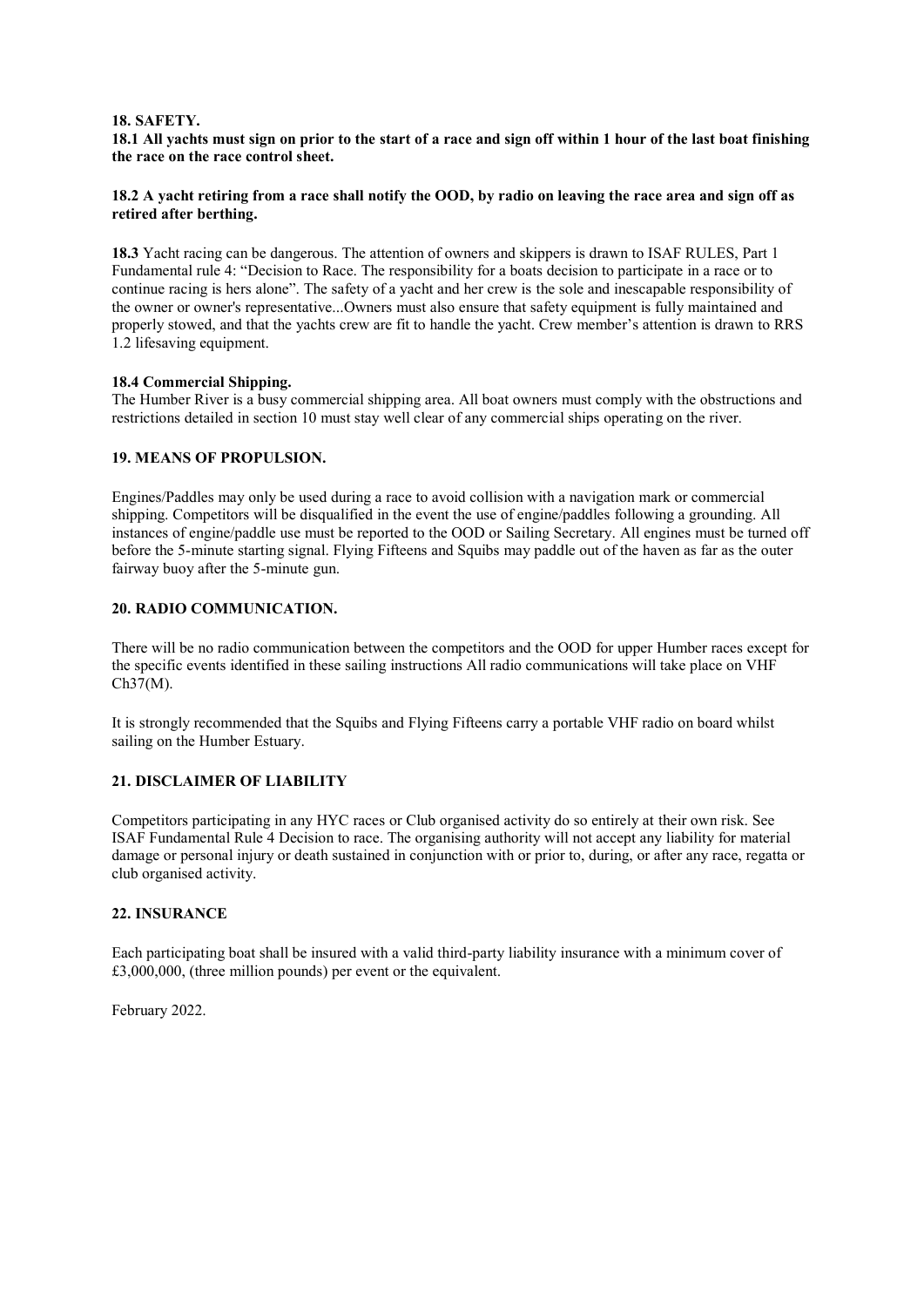## 18. SAFETY.

**18.1 All yachts must sign on prior to the start of a race and sign off within 1 hour of the last boat finishing the race on the race control sheet.**

**18.2 A yacht retiring from a race shall notify the OOD, by radio on leaving the race area and sign off as retired after berthing.**

**18.3** Yacht racing can be dangerous. The attention of owners and skippers is drawn to ISAF RULES, Part 1 Fundamental rule 4: "Decision to Race. The responsibility for a boats decision to participate in a race or to continue racing is hers alone". The safety of a yacht and her crew is the sole and inescapable responsibility of the owner or owner's representative...Owners must also ensure that safety equipment is fully maintained and properly stowed, and that the yachts crew are fit to handle the yacht. Crew member's attention is drawn to RRS 1.2 lifesaving equipment.

**18.4 Commercial Shipping.**

The Humber River is a busy commercial shipping area. All boat owners must comply with the obstructions and restrictions detailed in section 10 must stay well clear of any commercial ships operating on the river.

## 19. MEANS OF PROPULSION.

Engines/Paddles may only be used during a race to avoid collision with a navigation mark or commercial shipping. Competitors will be disqualified in the event the use of engine/paddles following a grounding. All instances of engine/paddle use must be reported to the OOD or Sailing Secretary. All engines must be turned off before the 5-minute starting signal. Flying Fifteens and Squibs may paddle out of the haven as far as the outer fairway buoy after the 5-minute gun.

## 20. RADIO COMMUNICATION.

There will be no radio communication between the competitors and the OOD for upper Humber races except for the specific events identified in these sailing instructions All radio communications will take place on VHF Ch37(M).

It is strongly recommended that the Squibs and Flying Fifteens carry a portable VHF radio on board whilst sailing on the Humber Estuary.

## 21. DISCLAIMER OF LIABILITY

Competitors participating in any HYC races or Club organised activity do so entirely at their own risk. See ISAF Fundamental Rule 4 Decision to race. The organising authority will not accept any liability for material damage or personal injury or death sustained in conjunction with or prior to, during, or after any race, regatta or club organised activity.

## 22. INSURANCE

Each participating boat shall be insured with a valid third-party liability insurance with a minimum cover of £3,000,000, (three million pounds) per event or the equivalent.

February 2022.